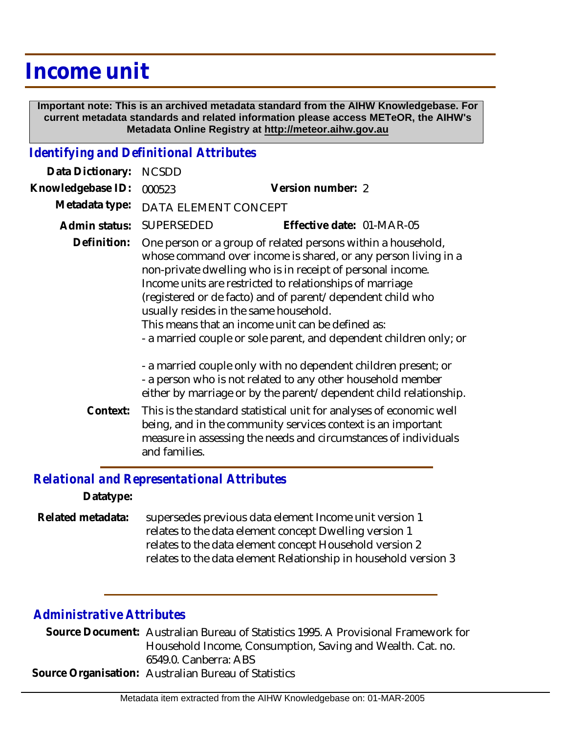# Income unit

**Important note: This is an archived metadata standard from the AIHW Knowledgebase. For current metadata standards and related information please access METeOR, the AIHW's Metadata Online Registry at http://meteor.aihw.gov.au**

## *Identifying and Definitional Attributes*

**Data Dictionary:** NCSDD

**Knowledgebase ID:** 000523 **Version number:** 2

**Metadata type:** DATA ELEMENT CONCEPT

**Admin status:** SUPERSEDED **Effective date:** 01-MAR-05

**Definition:** One person or a group of related persons within a household, whose command over income is shared, or any person living in a non-private dwelling who is in receipt of personal income. Income units are restricted to relationships of marriage (registered or de facto) and of parent/dependent child who usually resides in the same household.
This means that an income unit can be defined as:
- a married couple or sole parent, and dependent children only; or

- a married couple only with no dependent children present; or
- a person who is not related to any other household member either by marriage or by the parent/dependent child relationship.

**Context:** This is the standard statistical unit for analyses of economic well being, and in the community services context is an important measure in assessing the needs and circumstances of individuals and families.

## *Relational and Representational Attributes*

**Datatype:**

**Related metadata:** supersedes previous data element Income unit version 1
relates to the data element concept Dwelling version 1
relates to the data element concept Household version 2
relates to the data element Relationship in household version 3

## *Administrative Attributes*

**Source Document:** Australian Bureau of Statistics 1995. A Provisional Framework for Household Income, Consumption, Saving and Wealth. Cat. no. 6549.0. Canberra: ABS

**Source Organisation:** Australian Bureau of Statistics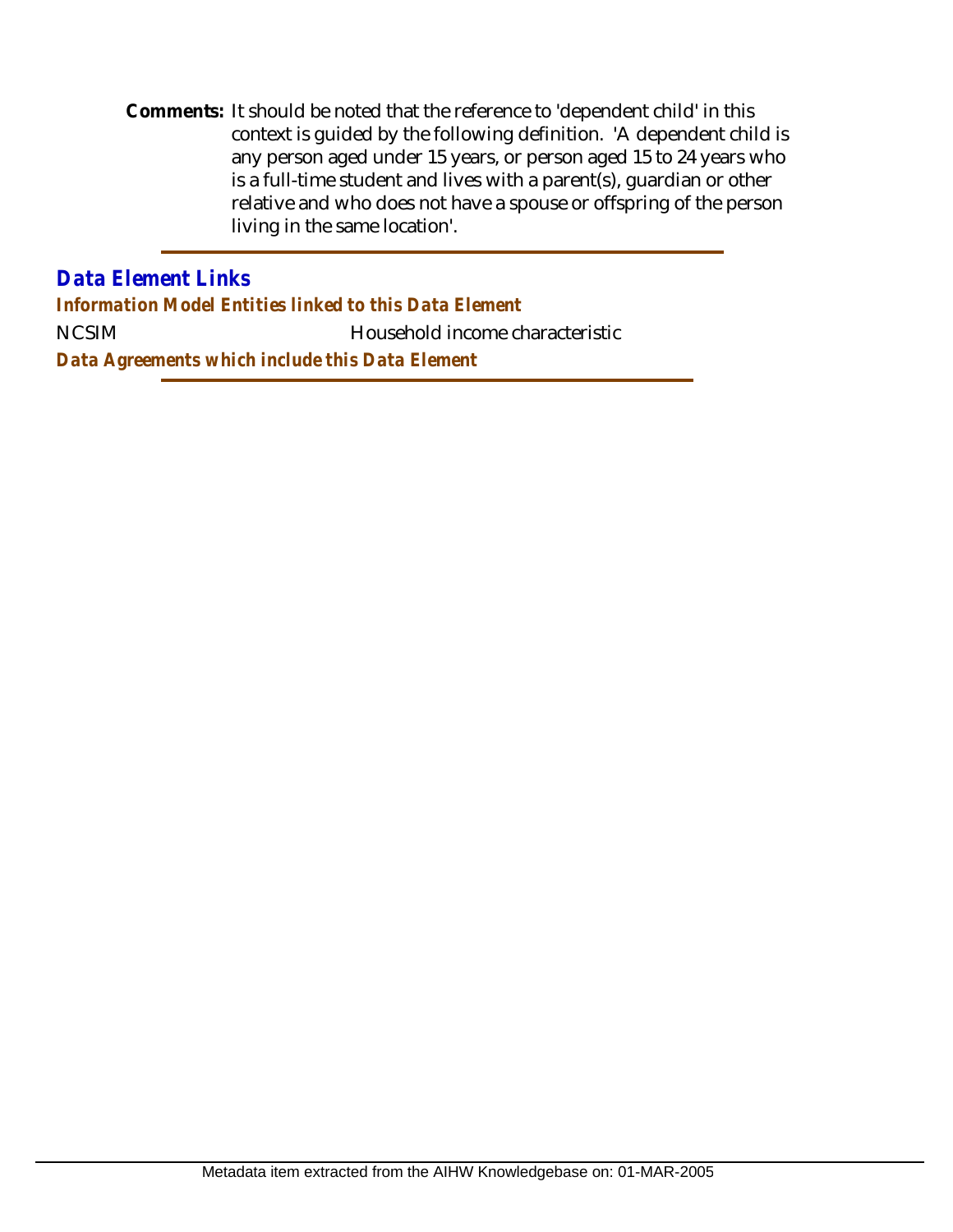**Comments:** It should be noted that the reference to 'dependent child' in this context is guided by the following definition. 'A dependent child is any person aged under 15 years, or person aged 15 to 24 years who is a full-time student and lives with a parent(s), guardian or other relative and who does not have a spouse or offspring of the person living in the same location'.

## Data Element Links

### Information Model Entities linked to this Data Element

| | |
|---|---|
| NCSIM | Household income characteristic |

### Data Agreements which include this Data Element

Metadata item extracted from the AIHW Knowledgebase on: 01-MAR-2005